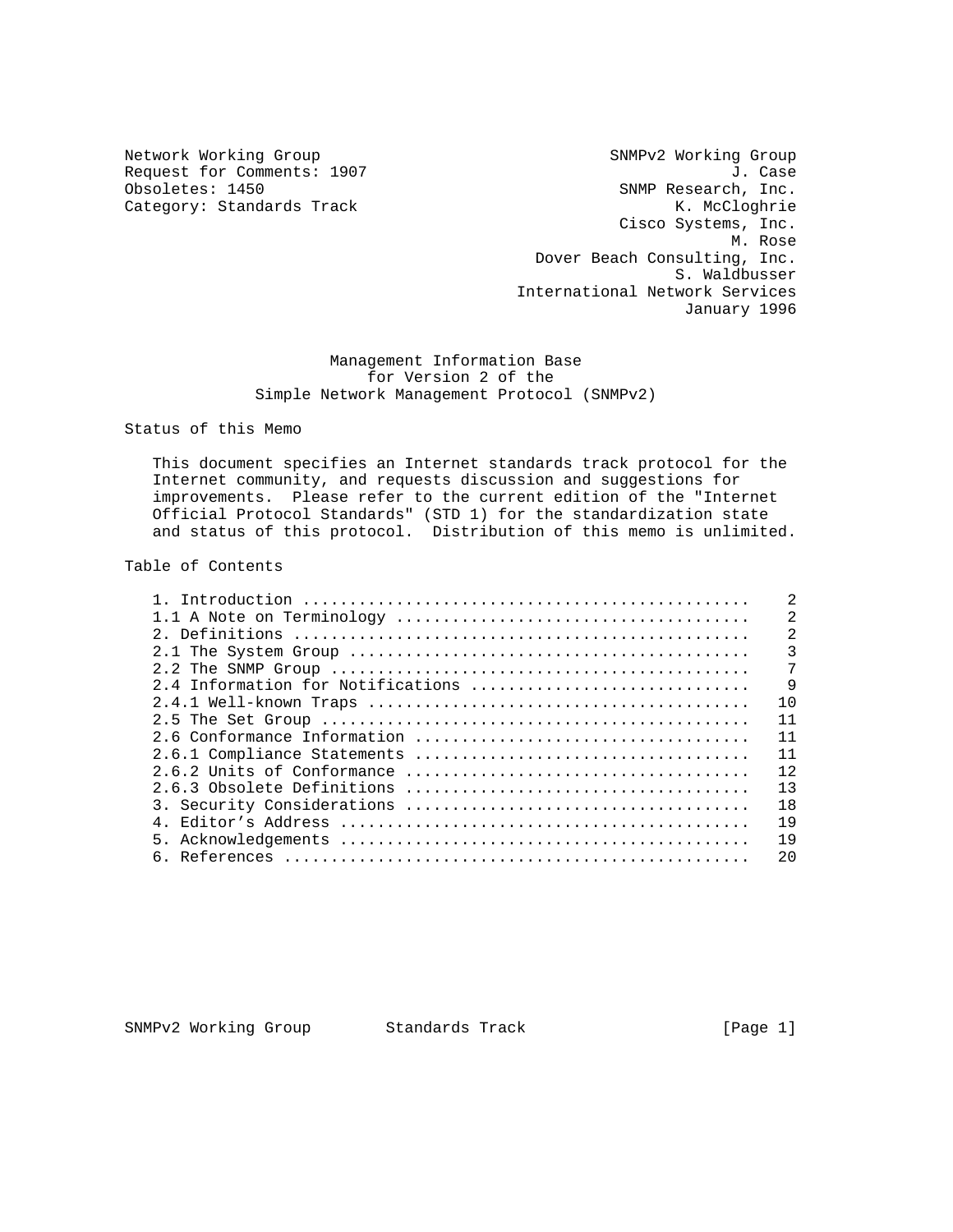Network Working Group
Request for Comments: 1907
Obsoletes: 1450
Category: Standards Track

SNMPv2 Working Group
J. Case
SNMP Research, Inc.
K. McCloghrie
Cisco Systems, Inc.
M. Rose
Dover Beach Consulting, Inc.
S. Waldbusser
International Network Services
January 1996

# Management Information Base for Version 2 of the Simple Network Management Protocol (SNMPv2)

## Status of this Memo

This document specifies an Internet standards track protocol for the Internet community, and requests discussion and suggestions for improvements. Please refer to the current edition of the "Internet Official Protocol Standards" (STD 1) for the standardization state and status of this protocol. Distribution of this memo is unlimited.

## Table of Contents

```
1. Introduction ...............................................   2
1.1 A Note on Terminology .....................................   2
2. Definitions ................................................   2
2.1 The System Group ..........................................   3
2.2 The SNMP Group ............................................   7
2.4 Information for Notifications .............................   9
2.4.1 Well-known Traps ........................................  10
2.5 The Set Group .............................................  11
2.6 Conformance Information ...................................  11
2.6.1 Compliance Statements ...................................  11
2.6.2 Units of Conformance ....................................  12
2.6.3 Obsolete Definitions ....................................  13
3. Security Considerations ....................................  18
4. Editor's Address ...........................................  19
5. Acknowledgements ...........................................  19
6. References .................................................  20
```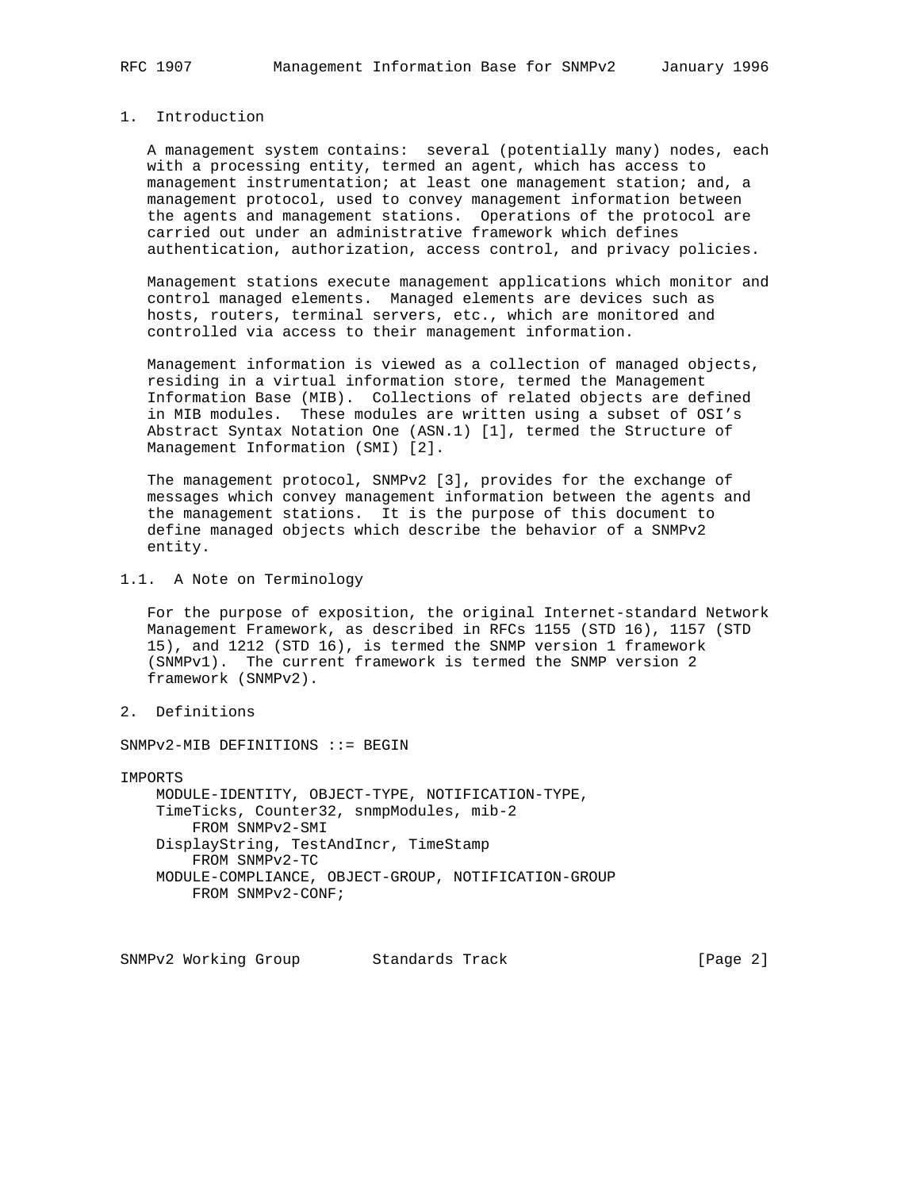# 1. Introduction

A management system contains: several (potentially many) nodes, each with a processing entity, termed an agent, which has access to management instrumentation; at least one management station; and, a management protocol, used to convey management information between the agents and management stations. Operations of the protocol are carried out under an administrative framework which defines authentication, authorization, access control, and privacy policies.

Management stations execute management applications which monitor and control managed elements. Managed elements are devices such as hosts, routers, terminal servers, etc., which are monitored and controlled via access to their management information.

Management information is viewed as a collection of managed objects, residing in a virtual information store, termed the Management Information Base (MIB). Collections of related objects are defined in MIB modules. These modules are written using a subset of OSI's Abstract Syntax Notation One (ASN.1) [1], termed the Structure of Management Information (SMI) [2].

The management protocol, SNMPv2 [3], provides for the exchange of messages which convey management information between the agents and the management stations. It is the purpose of this document to define managed objects which describe the behavior of a SNMPv2 entity.

## 1.1. A Note on Terminology

For the purpose of exposition, the original Internet-standard Network Management Framework, as described in RFCs 1155 (STD 16), 1157 (STD 15), and 1212 (STD 16), is termed the SNMP version 1 framework (SNMPv1). The current framework is termed the SNMP version 2 framework (SNMPv2).

# 2. Definitions

```
SNMPv2-MIB DEFINITIONS ::= BEGIN

IMPORTS
    MODULE-IDENTITY, OBJECT-TYPE, NOTIFICATION-TYPE,
    TimeTicks, Counter32, snmpModules, mib-2
        FROM SNMPv2-SMI
    DisplayString, TestAndIncr, TimeStamp
        FROM SNMPv2-TC
    MODULE-COMPLIANCE, OBJECT-GROUP, NOTIFICATION-GROUP
        FROM SNMPv2-CONF;
```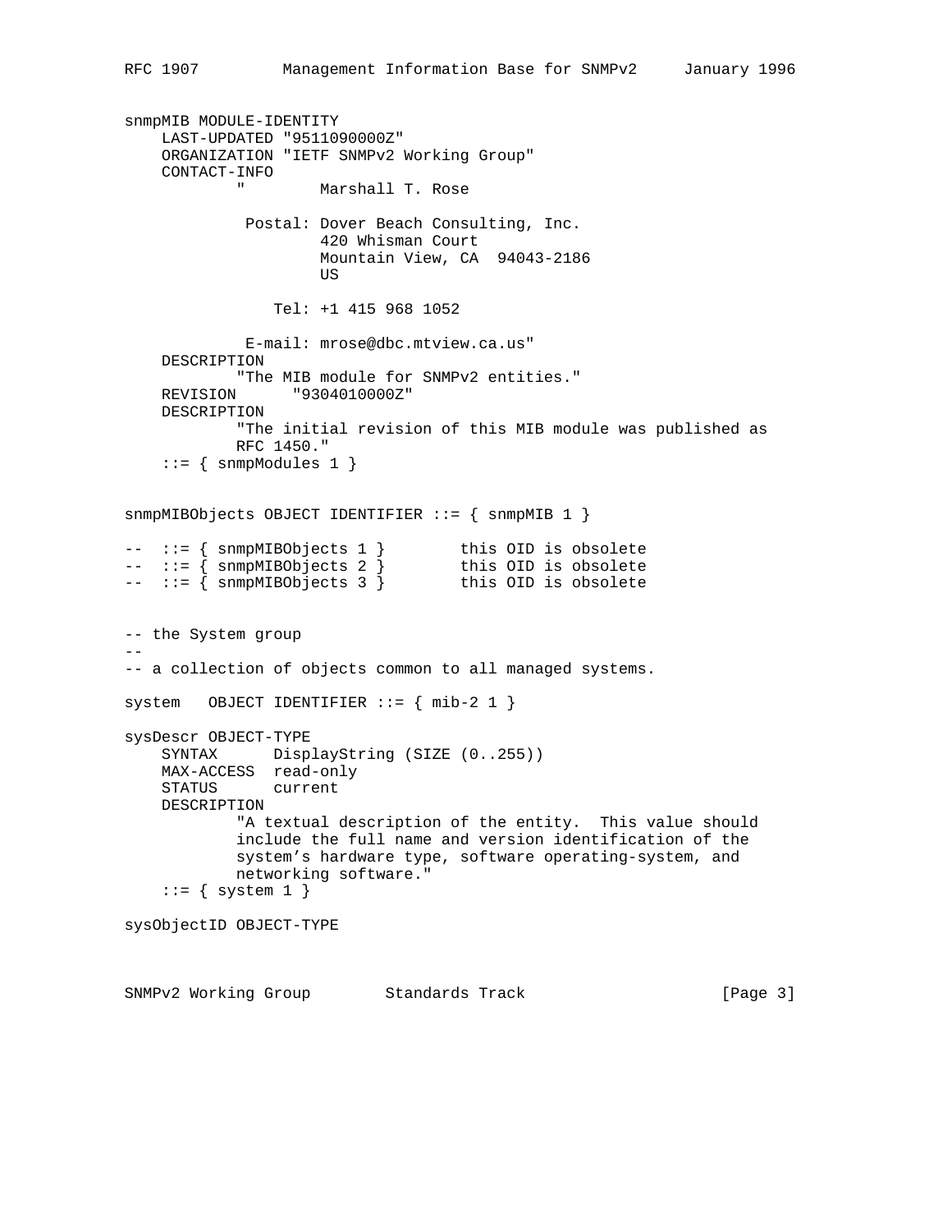```
snmpMIB MODULE-IDENTITY
    LAST-UPDATED "9511090000Z"
    ORGANIZATION "IETF SNMPv2 Working Group"
    CONTACT-INFO
            "        Marshall T. Rose

             Postal: Dover Beach Consulting, Inc.
                     420 Whisman Court
                     Mountain View, CA  94043-2186
                     US

                Tel: +1 415 968 1052

             E-mail: mrose@dbc.mtview.ca.us"
    DESCRIPTION
            "The MIB module for SNMPv2 entities."
    REVISION      "9304010000Z"
    DESCRIPTION
            "The initial revision of this MIB module was published as
            RFC 1450."
    ::= { snmpModules 1 }


snmpMIBObjects OBJECT IDENTIFIER ::= { snmpMIB 1 }

--  ::= { snmpMIBObjects 1 }        this OID is obsolete
--  ::= { snmpMIBObjects 2 }        this OID is obsolete
--  ::= { snmpMIBObjects 3 }        this OID is obsolete


-- the System group
--
-- a collection of objects common to all managed systems.

system   OBJECT IDENTIFIER ::= { mib-2 1 }

sysDescr OBJECT-TYPE
    SYNTAX      DisplayString (SIZE (0..255))
    MAX-ACCESS  read-only
    STATUS      current
    DESCRIPTION
            "A textual description of the entity.  This value should
            include the full name and version identification of the
            system's hardware type, software operating-system, and
            networking software."
    ::= { system 1 }

sysObjectID OBJECT-TYPE
```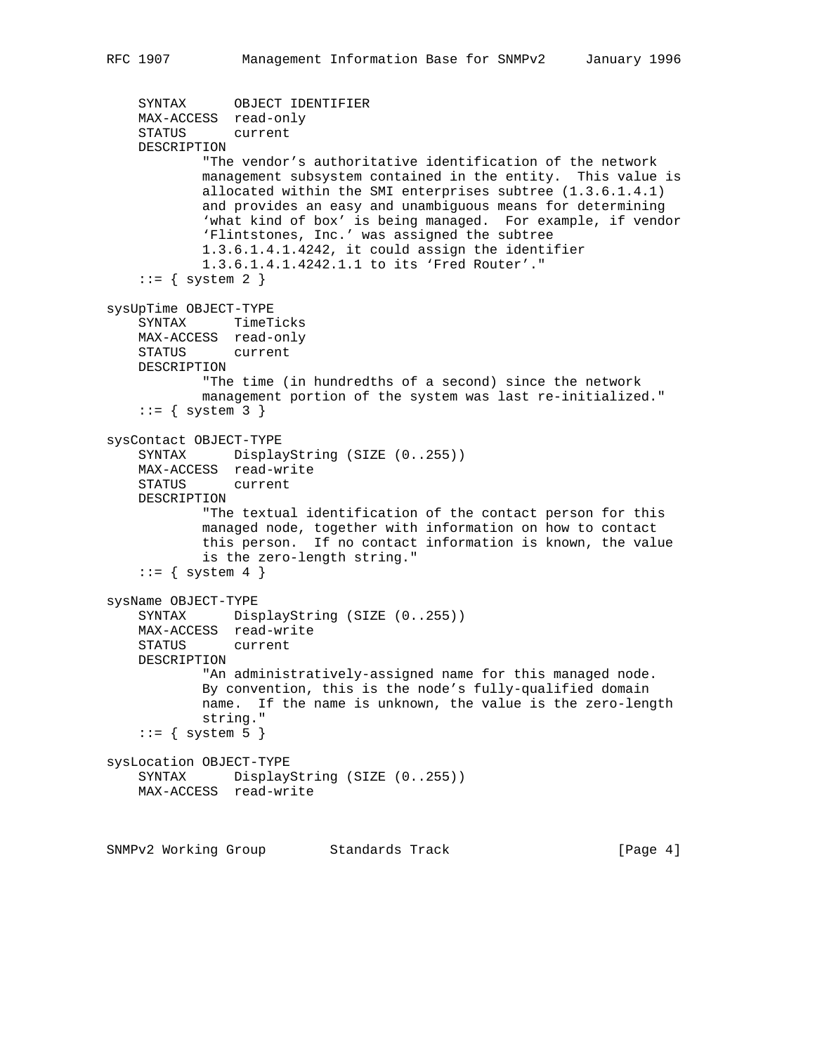```
    SYNTAX      OBJECT IDENTIFIER
    MAX-ACCESS  read-only
    STATUS      current
    DESCRIPTION
            "The vendor's authoritative identification of the network
            management subsystem contained in the entity.  This value is
            allocated within the SMI enterprises subtree (1.3.6.1.4.1)
            and provides an easy and unambiguous means for determining
            `what kind of box' is being managed.  For example, if vendor
            `Flintstones, Inc.' was assigned the subtree
            1.3.6.1.4.1.4242, it could assign the identifier
            1.3.6.1.4.1.4242.1.1 to its `Fred Router'."
    ::= { system 2 }

sysUpTime OBJECT-TYPE
    SYNTAX      TimeTicks
    MAX-ACCESS  read-only
    STATUS      current
    DESCRIPTION
            "The time (in hundredths of a second) since the network
            management portion of the system was last re-initialized."
    ::= { system 3 }

sysContact OBJECT-TYPE
    SYNTAX      DisplayString (SIZE (0..255))
    MAX-ACCESS  read-write
    STATUS      current
    DESCRIPTION
            "The textual identification of the contact person for this
            managed node, together with information on how to contact
            this person.  If no contact information is known, the value
            is the zero-length string."
    ::= { system 4 }

sysName OBJECT-TYPE
    SYNTAX      DisplayString (SIZE (0..255))
    MAX-ACCESS  read-write
    STATUS      current
    DESCRIPTION
            "An administratively-assigned name for this managed node.
            By convention, this is the node's fully-qualified domain
            name.  If the name is unknown, the value is the zero-length
            string."
    ::= { system 5 }

sysLocation OBJECT-TYPE
    SYNTAX      DisplayString (SIZE (0..255))
    MAX-ACCESS  read-write
```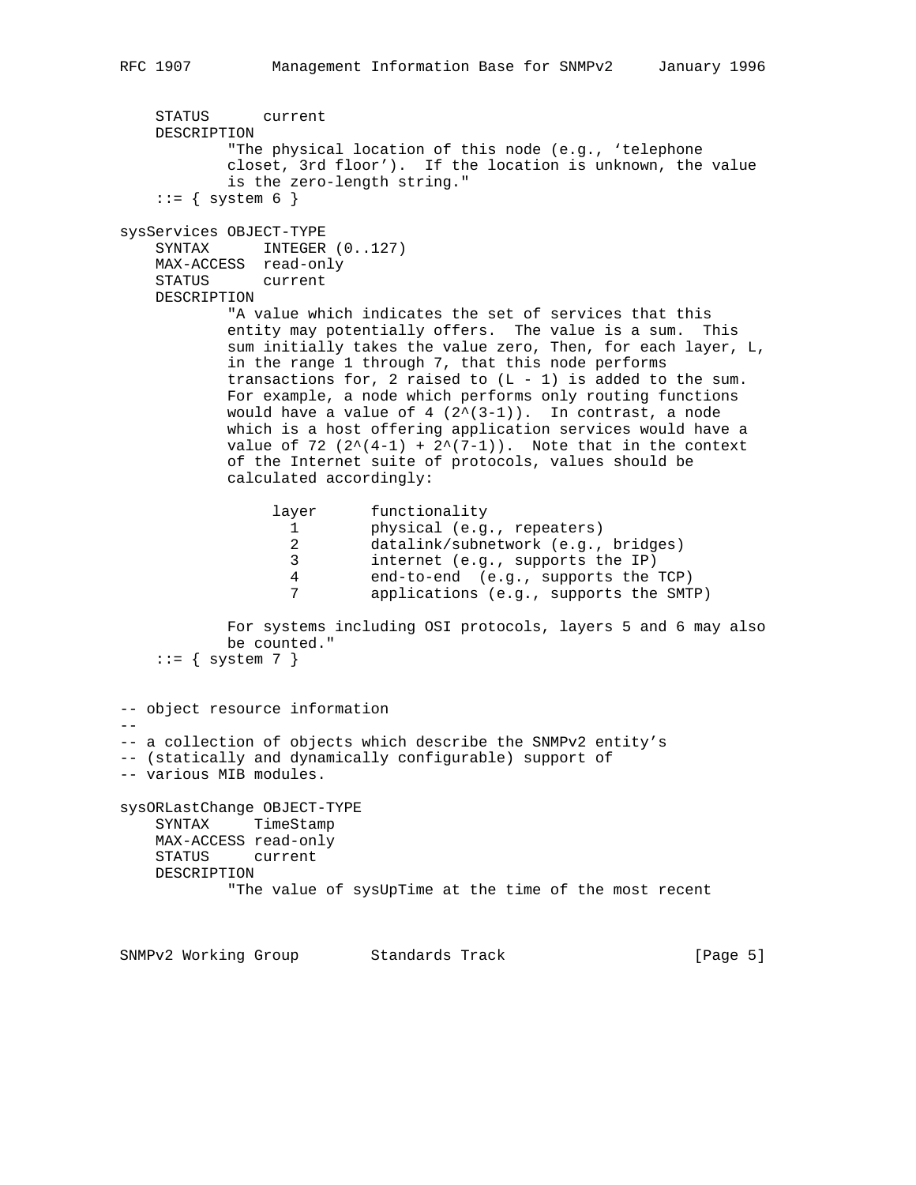```
    STATUS      current
    DESCRIPTION
            "The physical location of this node (e.g., `telephone
            closet, 3rd floor').  If the location is unknown, the value
            is the zero-length string."
    ::= { system 6 }

sysServices OBJECT-TYPE
    SYNTAX      INTEGER (0..127)
    MAX-ACCESS  read-only
    STATUS      current
    DESCRIPTION
            "A value which indicates the set of services that this
            entity may potentially offers.  The value is a sum.  This
            sum initially takes the value zero, Then, for each layer, L,
            in the range 1 through 7, that this node performs
            transactions for, 2 raised to (L - 1) is added to the sum.
            For example, a node which performs only routing functions
            would have a value of 4 (2^(3-1)).  In contrast, a node
            which is a host offering application services would have a
            value of 72 (2^(4-1) + 2^(7-1)).  Note that in the context
            of the Internet suite of protocols, values should be
            calculated accordingly:

                 layer      functionality
                   1        physical (e.g., repeaters)
                   2        datalink/subnetwork (e.g., bridges)
                   3        internet (e.g., supports the IP)
                   4        end-to-end  (e.g., supports the TCP)
                   7        applications (e.g., supports the SMTP)

            For systems including OSI protocols, layers 5 and 6 may also
            be counted."
    ::= { system 7 }


-- object resource information
--
-- a collection of objects which describe the SNMPv2 entity's
-- (statically and dynamically configurable) support of
-- various MIB modules.

sysORLastChange OBJECT-TYPE
    SYNTAX     TimeStamp
    MAX-ACCESS read-only
    STATUS     current
    DESCRIPTION
            "The value of sysUpTime at the time of the most recent
```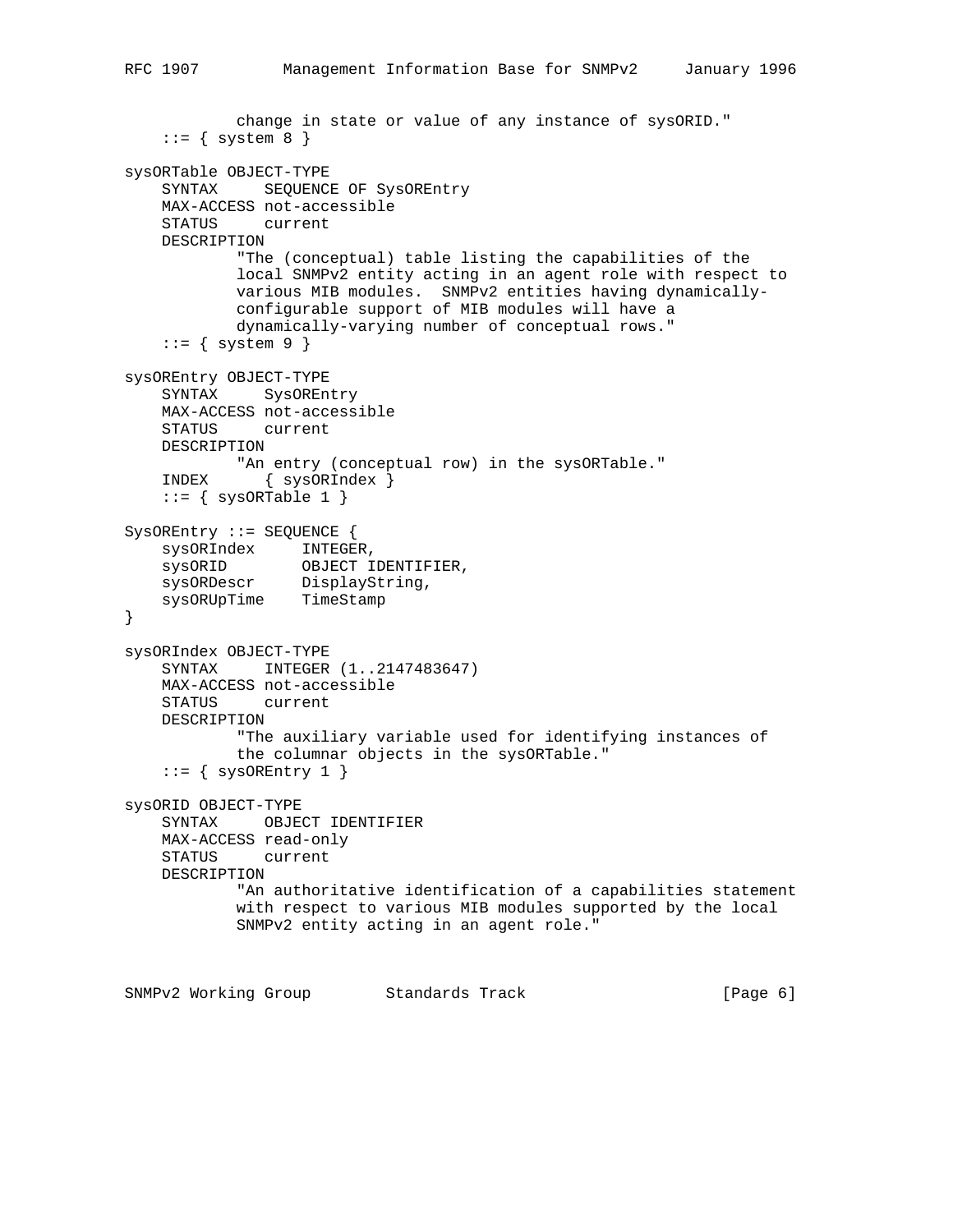```
            change in state or value of any instance of sysORID."
    ::= { system 8 }

sysORTable OBJECT-TYPE
    SYNTAX     SEQUENCE OF SysOREntry
    MAX-ACCESS not-accessible
    STATUS     current
    DESCRIPTION
            "The (conceptual) table listing the capabilities of the
            local SNMPv2 entity acting in an agent role with respect to
            various MIB modules.  SNMPv2 entities having dynamically-
            configurable support of MIB modules will have a
            dynamically-varying number of conceptual rows."
    ::= { system 9 }

sysOREntry OBJECT-TYPE
    SYNTAX     SysOREntry
    MAX-ACCESS not-accessible
    STATUS     current
    DESCRIPTION
            "An entry (conceptual row) in the sysORTable."
    INDEX      { sysORIndex }
    ::= { sysORTable 1 }

SysOREntry ::= SEQUENCE {
    sysORIndex     INTEGER,
    sysORID        OBJECT IDENTIFIER,
    sysORDescr     DisplayString,
    sysORUpTime    TimeStamp
}

sysORIndex OBJECT-TYPE
    SYNTAX     INTEGER (1..2147483647)
    MAX-ACCESS not-accessible
    STATUS     current
    DESCRIPTION
            "The auxiliary variable used for identifying instances of
            the columnar objects in the sysORTable."
    ::= { sysOREntry 1 }

sysORID OBJECT-TYPE
    SYNTAX     OBJECT IDENTIFIER
    MAX-ACCESS read-only
    STATUS     current
    DESCRIPTION
            "An authoritative identification of a capabilities statement
            with respect to various MIB modules supported by the local
            SNMPv2 entity acting in an agent role."
```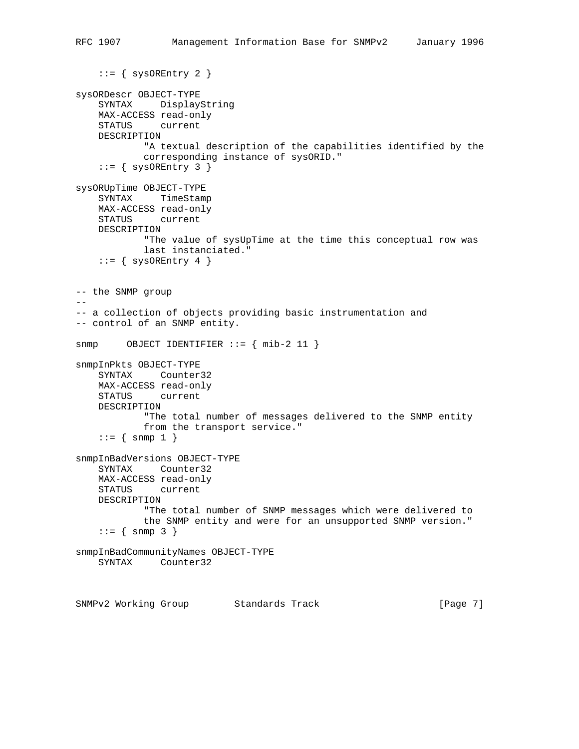```
    ::= { sysOREntry 2 }

sysORDescr OBJECT-TYPE
    SYNTAX     DisplayString
    MAX-ACCESS read-only
    STATUS     current
    DESCRIPTION
            "A textual description of the capabilities identified by the
            corresponding instance of sysORID."
    ::= { sysOREntry 3 }

sysORUpTime OBJECT-TYPE
    SYNTAX     TimeStamp
    MAX-ACCESS read-only
    STATUS     current
    DESCRIPTION
            "The value of sysUpTime at the time this conceptual row was
            last instanciated."
    ::= { sysOREntry 4 }


-- the SNMP group
--
-- a collection of objects providing basic instrumentation and
-- control of an SNMP entity.

snmp     OBJECT IDENTIFIER ::= { mib-2 11 }

snmpInPkts OBJECT-TYPE
    SYNTAX     Counter32
    MAX-ACCESS read-only
    STATUS     current
    DESCRIPTION
            "The total number of messages delivered to the SNMP entity
            from the transport service."
    ::= { snmp 1 }

snmpInBadVersions OBJECT-TYPE
    SYNTAX     Counter32
    MAX-ACCESS read-only
    STATUS     current
    DESCRIPTION
            "The total number of SNMP messages which were delivered to
            the SNMP entity and were for an unsupported SNMP version."
    ::= { snmp 3 }

snmpInBadCommunityNames OBJECT-TYPE
    SYNTAX     Counter32
```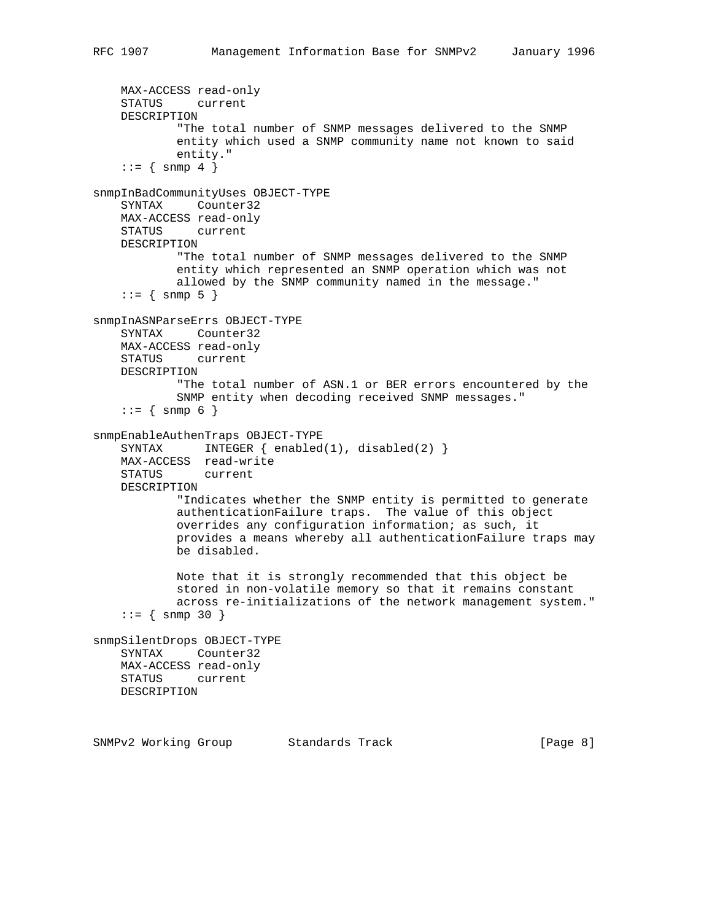```
    MAX-ACCESS read-only
    STATUS     current
    DESCRIPTION
            "The total number of SNMP messages delivered to the SNMP
            entity which used a SNMP community name not known to said
            entity."
    ::= { snmp 4 }

snmpInBadCommunityUses OBJECT-TYPE
    SYNTAX     Counter32
    MAX-ACCESS read-only
    STATUS     current
    DESCRIPTION
            "The total number of SNMP messages delivered to the SNMP
            entity which represented an SNMP operation which was not
            allowed by the SNMP community named in the message."
    ::= { snmp 5 }

snmpInASNParseErrs OBJECT-TYPE
    SYNTAX     Counter32
    MAX-ACCESS read-only
    STATUS     current
    DESCRIPTION
            "The total number of ASN.1 or BER errors encountered by the
            SNMP entity when decoding received SNMP messages."
    ::= { snmp 6 }

snmpEnableAuthenTraps OBJECT-TYPE
    SYNTAX      INTEGER { enabled(1), disabled(2) }
    MAX-ACCESS  read-write
    STATUS      current
    DESCRIPTION
            "Indicates whether the SNMP entity is permitted to generate
            authenticationFailure traps.  The value of this object
            overrides any configuration information; as such, it
            provides a means whereby all authenticationFailure traps may
            be disabled.

            Note that it is strongly recommended that this object be
            stored in non-volatile memory so that it remains constant
            across re-initializations of the network management system."
    ::= { snmp 30 }

snmpSilentDrops OBJECT-TYPE
    SYNTAX     Counter32
    MAX-ACCESS read-only
    STATUS     current
    DESCRIPTION
```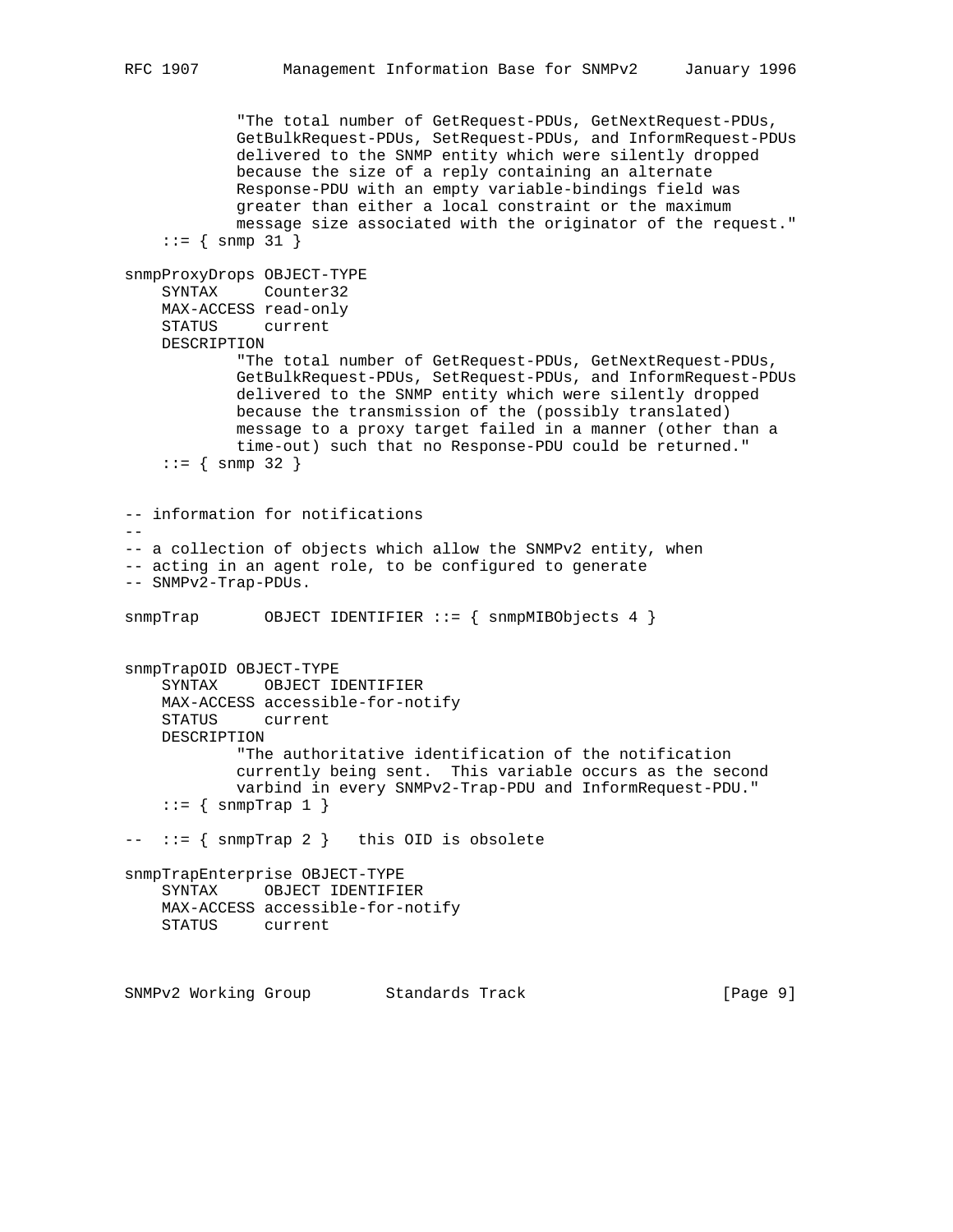```
            "The total number of GetRequest-PDUs, GetNextRequest-PDUs,
            GetBulkRequest-PDUs, SetRequest-PDUs, and InformRequest-PDUs
            delivered to the SNMP entity which were silently dropped
            because the size of a reply containing an alternate
            Response-PDU with an empty variable-bindings field was
            greater than either a local constraint or the maximum
            message size associated with the originator of the request."
    ::= { snmp 31 }

snmpProxyDrops OBJECT-TYPE
    SYNTAX     Counter32
    MAX-ACCESS read-only
    STATUS     current
    DESCRIPTION
            "The total number of GetRequest-PDUs, GetNextRequest-PDUs,
            GetBulkRequest-PDUs, SetRequest-PDUs, and InformRequest-PDUs
            delivered to the SNMP entity which were silently dropped
            because the transmission of the (possibly translated)
            message to a proxy target failed in a manner (other than a
            time-out) such that no Response-PDU could be returned."
    ::= { snmp 32 }


-- information for notifications
--
-- a collection of objects which allow the SNMPv2 entity, when
-- acting in an agent role, to be configured to generate
-- SNMPv2-Trap-PDUs.

snmpTrap       OBJECT IDENTIFIER ::= { snmpMIBObjects 4 }


snmpTrapOID OBJECT-TYPE
    SYNTAX     OBJECT IDENTIFIER
    MAX-ACCESS accessible-for-notify
    STATUS     current
    DESCRIPTION
            "The authoritative identification of the notification
            currently being sent.  This variable occurs as the second
            varbind in every SNMPv2-Trap-PDU and InformRequest-PDU."
    ::= { snmpTrap 1 }

--  ::= { snmpTrap 2 }   this OID is obsolete

snmpTrapEnterprise OBJECT-TYPE
    SYNTAX     OBJECT IDENTIFIER
    MAX-ACCESS accessible-for-notify
    STATUS     current
```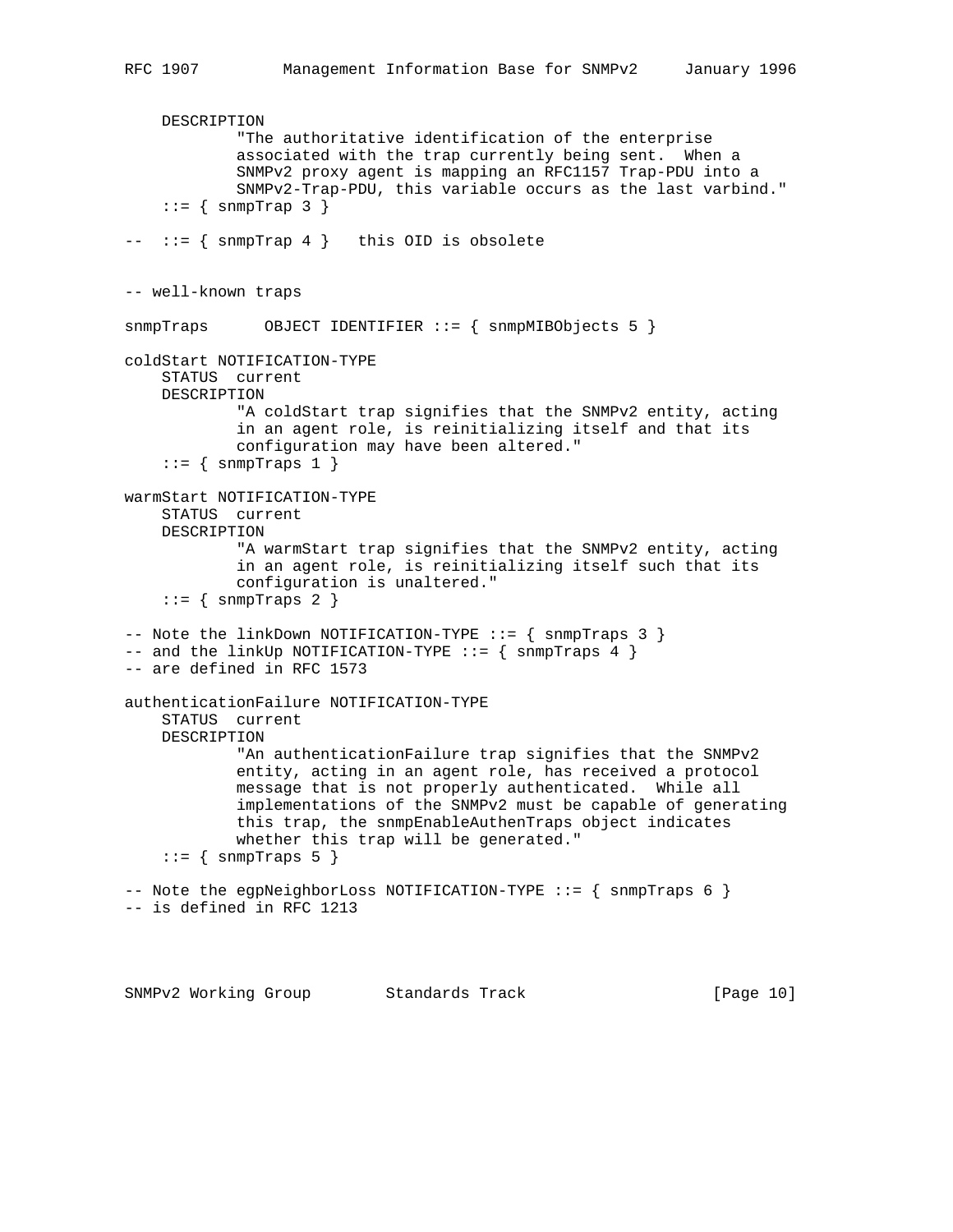```
    DESCRIPTION
            "The authoritative identification of the enterprise
            associated with the trap currently being sent.  When a
            SNMPv2 proxy agent is mapping an RFC1157 Trap-PDU into a
            SNMPv2-Trap-PDU, this variable occurs as the last varbind."
    ::= { snmpTrap 3 }

--  ::= { snmpTrap 4 }   this OID is obsolete


-- well-known traps

snmpTraps      OBJECT IDENTIFIER ::= { snmpMIBObjects 5 }

coldStart NOTIFICATION-TYPE
    STATUS  current
    DESCRIPTION
            "A coldStart trap signifies that the SNMPv2 entity, acting
            in an agent role, is reinitializing itself and that its
            configuration may have been altered."
    ::= { snmpTraps 1 }

warmStart NOTIFICATION-TYPE
    STATUS  current
    DESCRIPTION
            "A warmStart trap signifies that the SNMPv2 entity, acting
            in an agent role, is reinitializing itself such that its
            configuration is unaltered."
    ::= { snmpTraps 2 }

-- Note the linkDown NOTIFICATION-TYPE ::= { snmpTraps 3 }
-- and the linkUp NOTIFICATION-TYPE ::= { snmpTraps 4 }
-- are defined in RFC 1573

authenticationFailure NOTIFICATION-TYPE
    STATUS  current
    DESCRIPTION
            "An authenticationFailure trap signifies that the SNMPv2
            entity, acting in an agent role, has received a protocol
            message that is not properly authenticated.  While all
            implementations of the SNMPv2 must be capable of generating
            this trap, the snmpEnableAuthenTraps object indicates
            whether this trap will be generated."
    ::= { snmpTraps 5 }

-- Note the egpNeighborLoss NOTIFICATION-TYPE ::= { snmpTraps 6 }
-- is defined in RFC 1213
```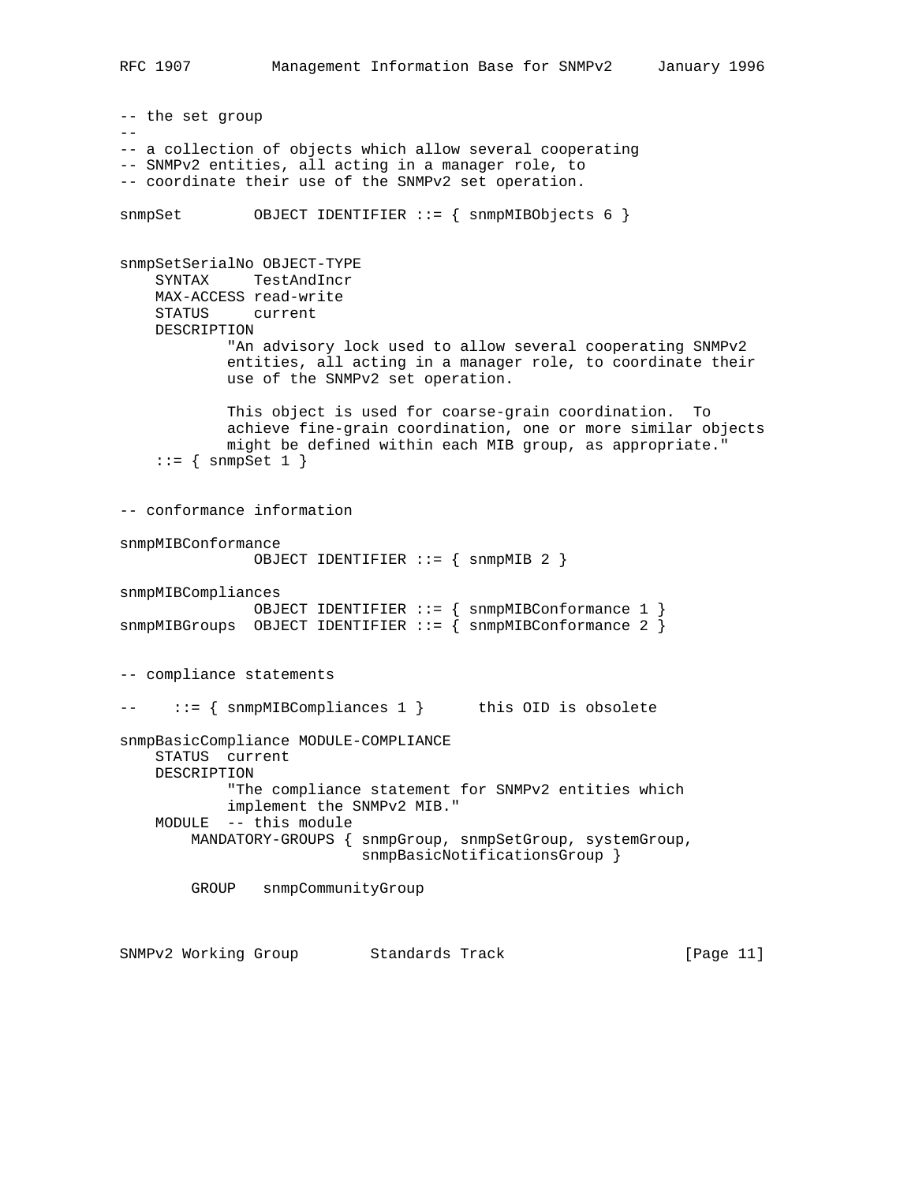```
-- the set group
--
-- a collection of objects which allow several cooperating
-- SNMPv2 entities, all acting in a manager role, to
-- coordinate their use of the SNMPv2 set operation.

snmpSet        OBJECT IDENTIFIER ::= { snmpMIBObjects 6 }


snmpSetSerialNo OBJECT-TYPE
    SYNTAX     TestAndIncr
    MAX-ACCESS read-write
    STATUS     current
    DESCRIPTION
            "An advisory lock used to allow several cooperating SNMPv2
            entities, all acting in a manager role, to coordinate their
            use of the SNMPv2 set operation.

            This object is used for coarse-grain coordination.  To
            achieve fine-grain coordination, one or more similar objects
            might be defined within each MIB group, as appropriate."
    ::= { snmpSet 1 }


-- conformance information

snmpMIBConformance
               OBJECT IDENTIFIER ::= { snmpMIB 2 }

snmpMIBCompliances
               OBJECT IDENTIFIER ::= { snmpMIBConformance 1 }
snmpMIBGroups  OBJECT IDENTIFIER ::= { snmpMIBConformance 2 }


-- compliance statements

--    ::= { snmpMIBCompliances 1 }      this OID is obsolete

snmpBasicCompliance MODULE-COMPLIANCE
    STATUS  current
    DESCRIPTION
            "The compliance statement for SNMPv2 entities which
            implement the SNMPv2 MIB."
    MODULE  -- this module
        MANDATORY-GROUPS { snmpGroup, snmpSetGroup, systemGroup,
                           snmpBasicNotificationsGroup }

        GROUP   snmpCommunityGroup
```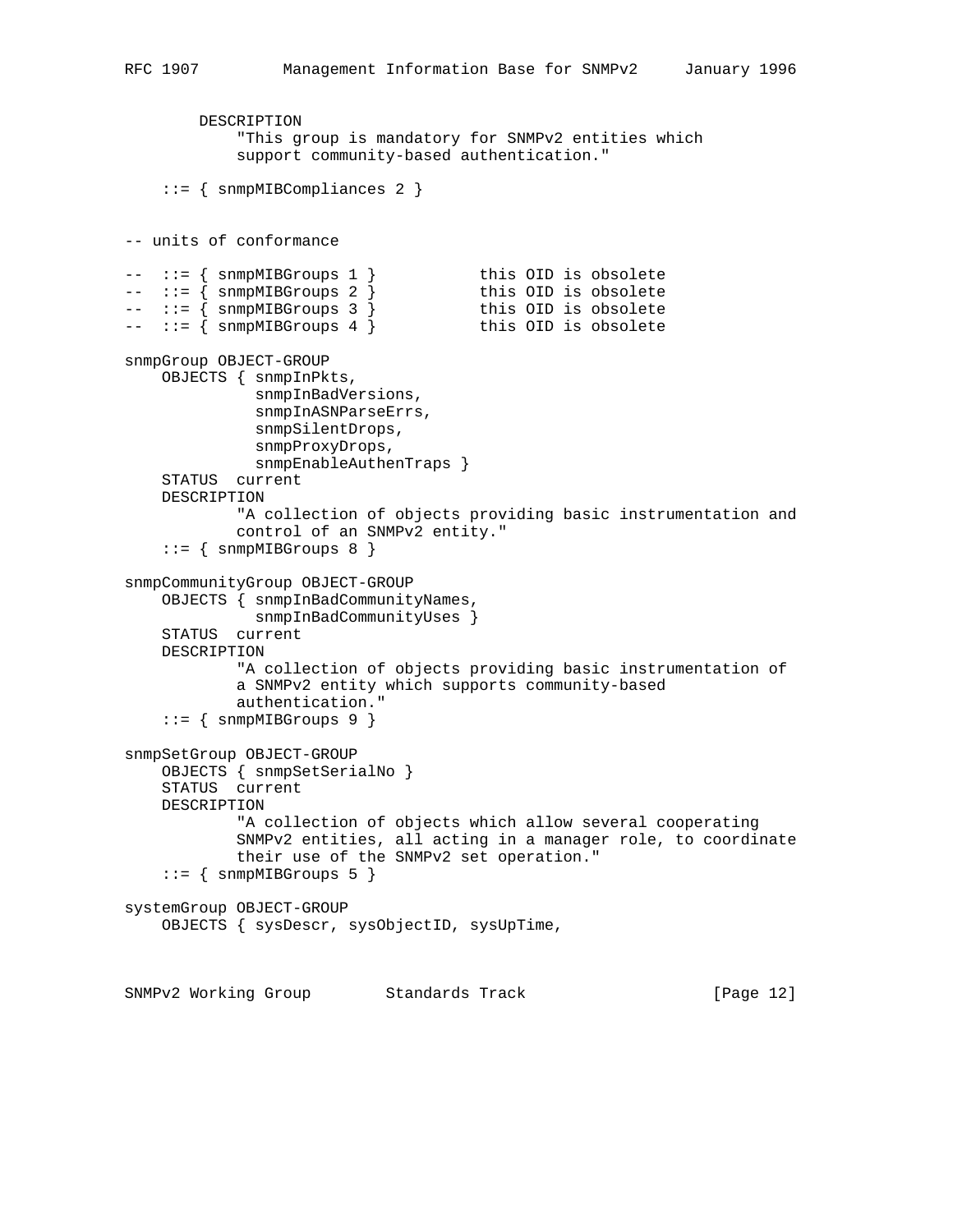```
        DESCRIPTION
            "This group is mandatory for SNMPv2 entities which
            support community-based authentication."

    ::= { snmpMIBCompliances 2 }


-- units of conformance

--  ::= { snmpMIBGroups 1 }           this OID is obsolete
--  ::= { snmpMIBGroups 2 }           this OID is obsolete
--  ::= { snmpMIBGroups 3 }           this OID is obsolete
--  ::= { snmpMIBGroups 4 }           this OID is obsolete

snmpGroup OBJECT-GROUP
    OBJECTS { snmpInPkts,
              snmpInBadVersions,
              snmpInASNParseErrs,
              snmpSilentDrops,
              snmpProxyDrops,
              snmpEnableAuthenTraps }
    STATUS  current
    DESCRIPTION
            "A collection of objects providing basic instrumentation and
            control of an SNMPv2 entity."
    ::= { snmpMIBGroups 8 }

snmpCommunityGroup OBJECT-GROUP
    OBJECTS { snmpInBadCommunityNames,
              snmpInBadCommunityUses }
    STATUS  current
    DESCRIPTION
            "A collection of objects providing basic instrumentation of
            a SNMPv2 entity which supports community-based
            authentication."
    ::= { snmpMIBGroups 9 }

snmpSetGroup OBJECT-GROUP
    OBJECTS { snmpSetSerialNo }
    STATUS  current
    DESCRIPTION
            "A collection of objects which allow several cooperating
            SNMPv2 entities, all acting in a manager role, to coordinate
            their use of the SNMPv2 set operation."
    ::= { snmpMIBGroups 5 }

systemGroup OBJECT-GROUP
    OBJECTS { sysDescr, sysObjectID, sysUpTime,
```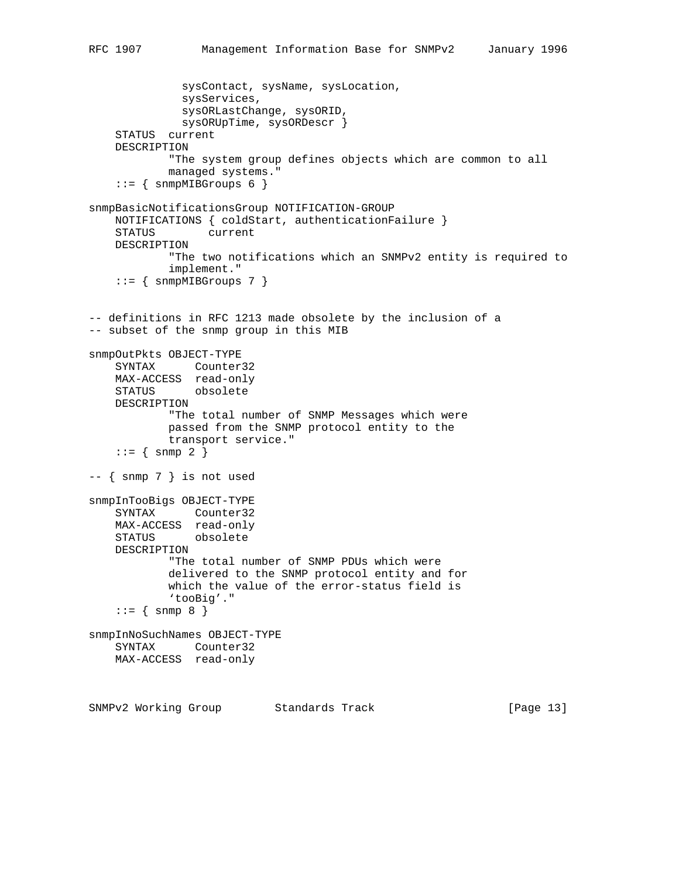```
              sysContact, sysName, sysLocation,
              sysServices,
              sysORLastChange, sysORID,
              sysORUpTime, sysORDescr }
    STATUS  current
    DESCRIPTION
            "The system group defines objects which are common to all
            managed systems."
    ::= { snmpMIBGroups 6 }

snmpBasicNotificationsGroup NOTIFICATION-GROUP
    NOTIFICATIONS { coldStart, authenticationFailure }
    STATUS        current
    DESCRIPTION
            "The two notifications which an SNMPv2 entity is required to
            implement."
    ::= { snmpMIBGroups 7 }


-- definitions in RFC 1213 made obsolete by the inclusion of a
-- subset of the snmp group in this MIB

snmpOutPkts OBJECT-TYPE
    SYNTAX      Counter32
    MAX-ACCESS  read-only
    STATUS      obsolete
    DESCRIPTION
            "The total number of SNMP Messages which were
            passed from the SNMP protocol entity to the
            transport service."
    ::= { snmp 2 }

-- { snmp 7 } is not used

snmpInTooBigs OBJECT-TYPE
    SYNTAX      Counter32
    MAX-ACCESS  read-only
    STATUS      obsolete
    DESCRIPTION
            "The total number of SNMP PDUs which were
            delivered to the SNMP protocol entity and for
            which the value of the error-status field is
            'tooBig'."
    ::= { snmp 8 }

snmpInNoSuchNames OBJECT-TYPE
    SYNTAX      Counter32
    MAX-ACCESS  read-only
```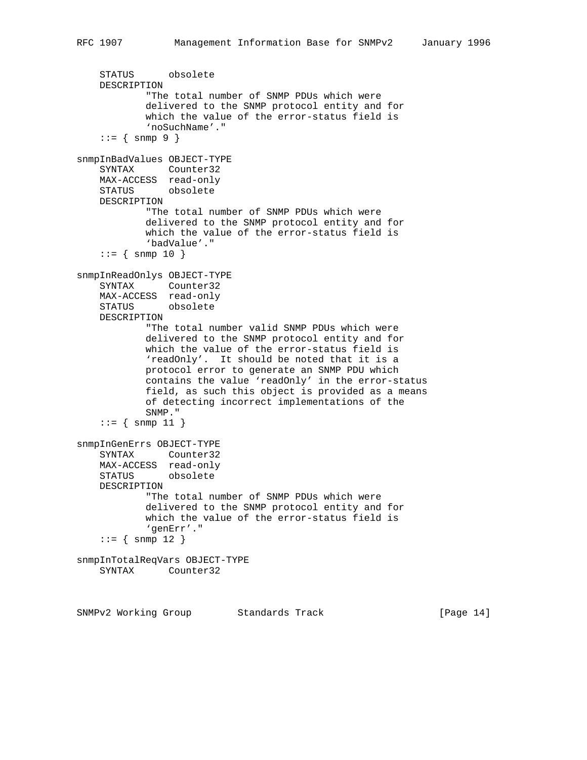```
    STATUS      obsolete
    DESCRIPTION
            "The total number of SNMP PDUs which were
            delivered to the SNMP protocol entity and for
            which the value of the error-status field is
            `noSuchName'."
    ::= { snmp 9 }

snmpInBadValues OBJECT-TYPE
    SYNTAX      Counter32
    MAX-ACCESS  read-only
    STATUS      obsolete
    DESCRIPTION
            "The total number of SNMP PDUs which were
            delivered to the SNMP protocol entity and for
            which the value of the error-status field is
            `badValue'."
    ::= { snmp 10 }

snmpInReadOnlys OBJECT-TYPE
    SYNTAX      Counter32
    MAX-ACCESS  read-only
    STATUS      obsolete
    DESCRIPTION
            "The total number valid SNMP PDUs which were
            delivered to the SNMP protocol entity and for
            which the value of the error-status field is
            `readOnly'.  It should be noted that it is a
            protocol error to generate an SNMP PDU which
            contains the value `readOnly' in the error-status
            field, as such this object is provided as a means
            of detecting incorrect implementations of the
            SNMP."
    ::= { snmp 11 }

snmpInGenErrs OBJECT-TYPE
    SYNTAX      Counter32
    MAX-ACCESS  read-only
    STATUS      obsolete
    DESCRIPTION
            "The total number of SNMP PDUs which were
            delivered to the SNMP protocol entity and for
            which the value of the error-status field is
            `genErr'."
    ::= { snmp 12 }

snmpInTotalReqVars OBJECT-TYPE
    SYNTAX      Counter32
```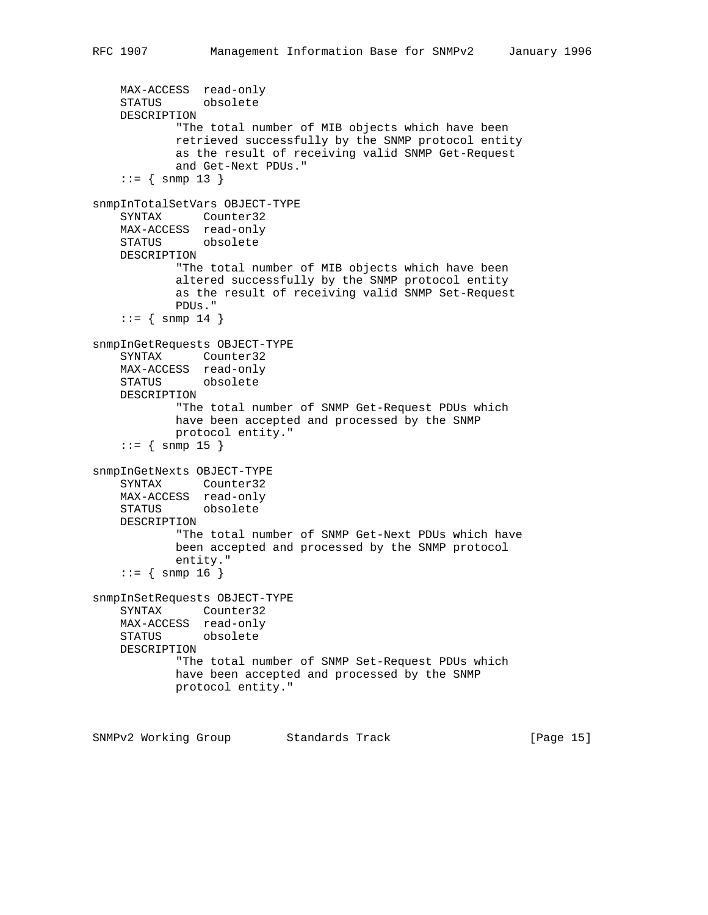```
    MAX-ACCESS  read-only
    STATUS      obsolete
    DESCRIPTION
            "The total number of MIB objects which have been
            retrieved successfully by the SNMP protocol entity
            as the result of receiving valid SNMP Get-Request
            and Get-Next PDUs."
    ::= { snmp 13 }

snmpInTotalSetVars OBJECT-TYPE
    SYNTAX      Counter32
    MAX-ACCESS  read-only
    STATUS      obsolete
    DESCRIPTION
            "The total number of MIB objects which have been
            altered successfully by the SNMP protocol entity
            as the result of receiving valid SNMP Set-Request
            PDUs."
    ::= { snmp 14 }

snmpInGetRequests OBJECT-TYPE
    SYNTAX      Counter32
    MAX-ACCESS  read-only
    STATUS      obsolete
    DESCRIPTION
            "The total number of SNMP Get-Request PDUs which
            have been accepted and processed by the SNMP
            protocol entity."
    ::= { snmp 15 }

snmpInGetNexts OBJECT-TYPE
    SYNTAX      Counter32
    MAX-ACCESS  read-only
    STATUS      obsolete
    DESCRIPTION
            "The total number of SNMP Get-Next PDUs which have
            been accepted and processed by the SNMP protocol
            entity."
    ::= { snmp 16 }

snmpInSetRequests OBJECT-TYPE
    SYNTAX      Counter32
    MAX-ACCESS  read-only
    STATUS      obsolete
    DESCRIPTION
            "The total number of SNMP Set-Request PDUs which
            have been accepted and processed by the SNMP
            protocol entity."
```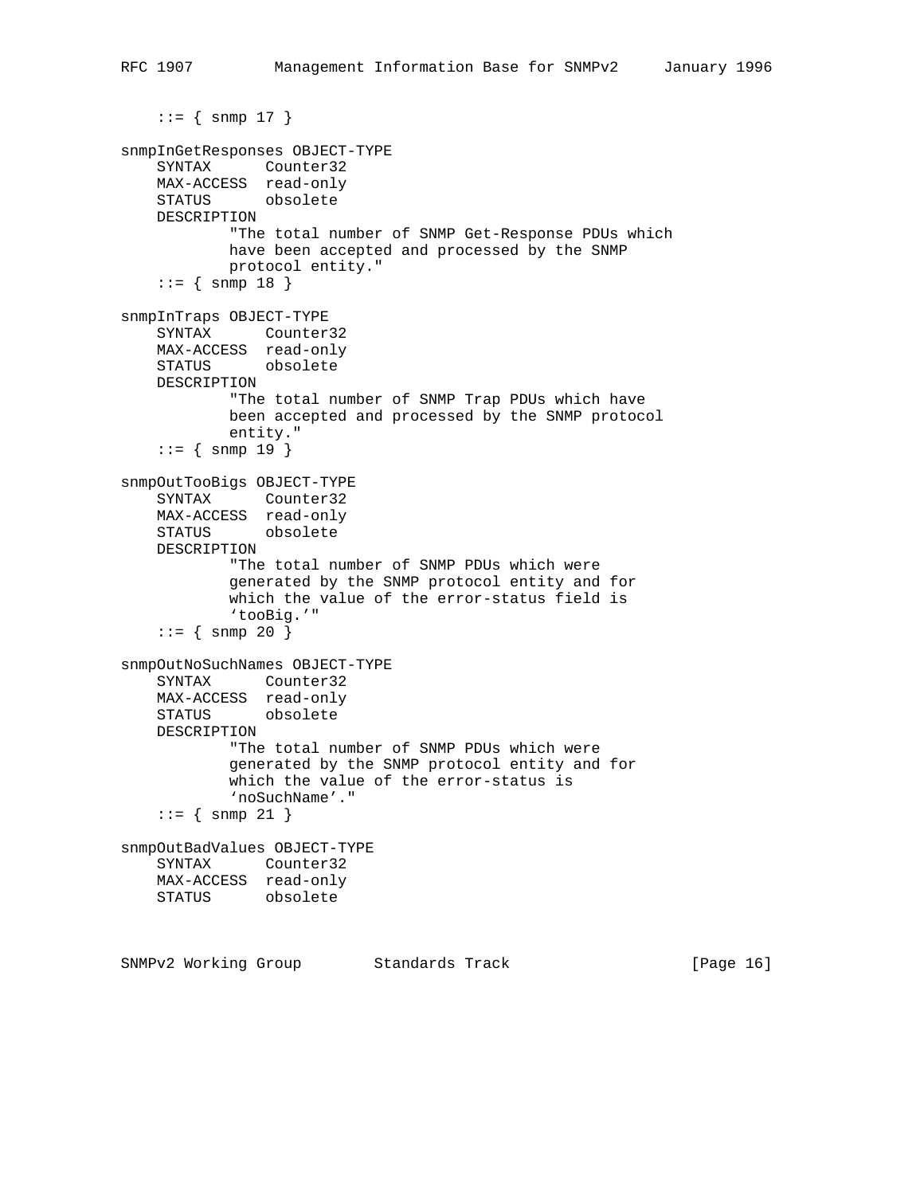```
    ::= { snmp 17 }

snmpInGetResponses OBJECT-TYPE
    SYNTAX      Counter32
    MAX-ACCESS  read-only
    STATUS      obsolete
    DESCRIPTION
            "The total number of SNMP Get-Response PDUs which
            have been accepted and processed by the SNMP
            protocol entity."
    ::= { snmp 18 }

snmpInTraps OBJECT-TYPE
    SYNTAX      Counter32
    MAX-ACCESS  read-only
    STATUS      obsolete
    DESCRIPTION
            "The total number of SNMP Trap PDUs which have
            been accepted and processed by the SNMP protocol
            entity."
    ::= { snmp 19 }

snmpOutTooBigs OBJECT-TYPE
    SYNTAX      Counter32
    MAX-ACCESS  read-only
    STATUS      obsolete
    DESCRIPTION
            "The total number of SNMP PDUs which were
            generated by the SNMP protocol entity and for
            which the value of the error-status field is
            'tooBig.'"
    ::= { snmp 20 }

snmpOutNoSuchNames OBJECT-TYPE
    SYNTAX      Counter32
    MAX-ACCESS  read-only
    STATUS      obsolete
    DESCRIPTION
            "The total number of SNMP PDUs which were
            generated by the SNMP protocol entity and for
            which the value of the error-status is
            'noSuchName'."
    ::= { snmp 21 }

snmpOutBadValues OBJECT-TYPE
    SYNTAX      Counter32
    MAX-ACCESS  read-only
    STATUS      obsolete
```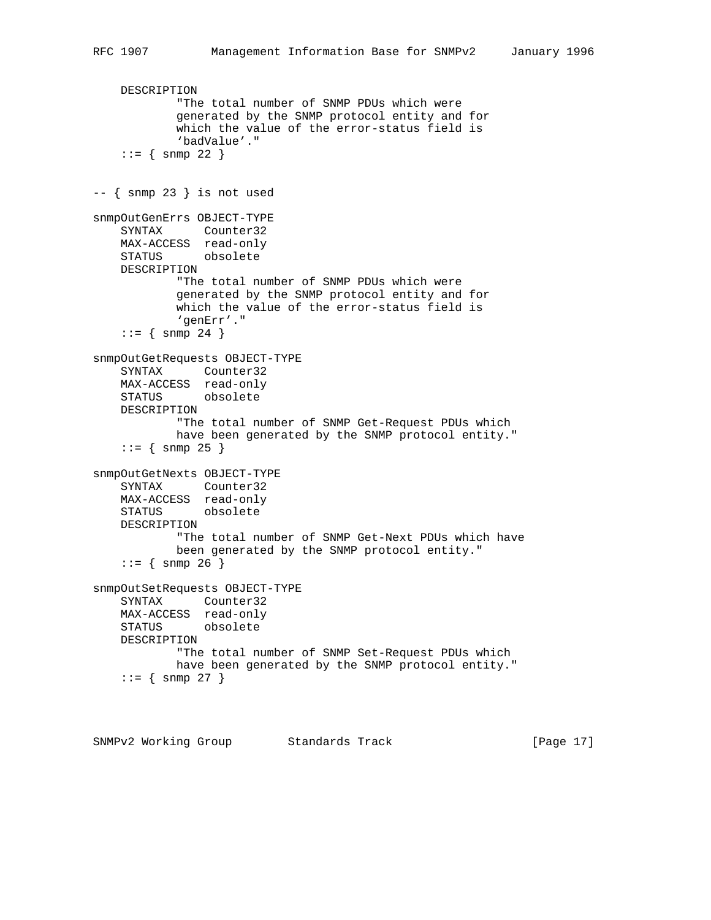```
    DESCRIPTION
            "The total number of SNMP PDUs which were
            generated by the SNMP protocol entity and for
            which the value of the error-status field is
            `badValue'."
    ::= { snmp 22 }


-- { snmp 23 } is not used

snmpOutGenErrs OBJECT-TYPE
    SYNTAX      Counter32
    MAX-ACCESS  read-only
    STATUS      obsolete
    DESCRIPTION
            "The total number of SNMP PDUs which were
            generated by the SNMP protocol entity and for
            which the value of the error-status field is
            `genErr'."
    ::= { snmp 24 }

snmpOutGetRequests OBJECT-TYPE
    SYNTAX      Counter32
    MAX-ACCESS  read-only
    STATUS      obsolete
    DESCRIPTION
            "The total number of SNMP Get-Request PDUs which
            have been generated by the SNMP protocol entity."
    ::= { snmp 25 }

snmpOutGetNexts OBJECT-TYPE
    SYNTAX      Counter32
    MAX-ACCESS  read-only
    STATUS      obsolete
    DESCRIPTION
            "The total number of SNMP Get-Next PDUs which have
            been generated by the SNMP protocol entity."
    ::= { snmp 26 }

snmpOutSetRequests OBJECT-TYPE
    SYNTAX      Counter32
    MAX-ACCESS  read-only
    STATUS      obsolete
    DESCRIPTION
            "The total number of SNMP Set-Request PDUs which
            have been generated by the SNMP protocol entity."
    ::= { snmp 27 }
```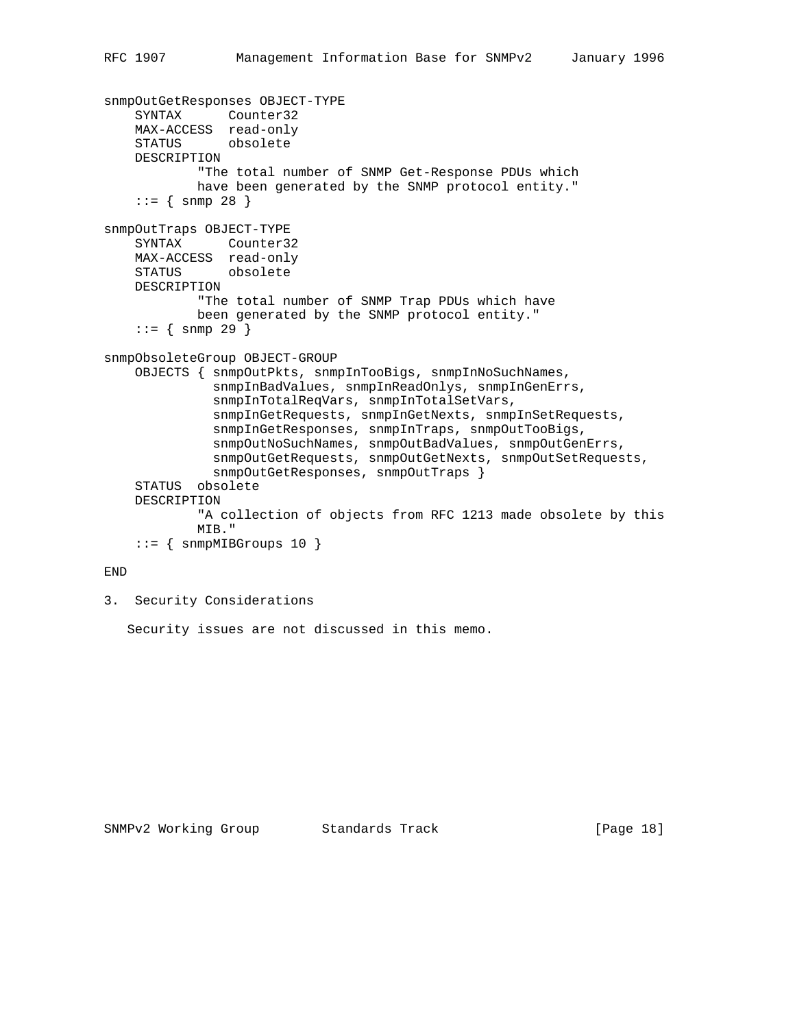```
snmpOutGetResponses OBJECT-TYPE
    SYNTAX      Counter32
    MAX-ACCESS  read-only
    STATUS      obsolete
    DESCRIPTION
            "The total number of SNMP Get-Response PDUs which
            have been generated by the SNMP protocol entity."
    ::= { snmp 28 }

snmpOutTraps OBJECT-TYPE
    SYNTAX      Counter32
    MAX-ACCESS  read-only
    STATUS      obsolete
    DESCRIPTION
            "The total number of SNMP Trap PDUs which have
            been generated by the SNMP protocol entity."
    ::= { snmp 29 }

snmpObsoleteGroup OBJECT-GROUP
    OBJECTS { snmpOutPkts, snmpInTooBigs, snmpInNoSuchNames,
              snmpInBadValues, snmpInReadOnlys, snmpInGenErrs,
              snmpInTotalReqVars, snmpInTotalSetVars,
              snmpInGetRequests, snmpInGetNexts, snmpInSetRequests,
              snmpInGetResponses, snmpInTraps, snmpOutTooBigs,
              snmpOutNoSuchNames, snmpOutBadValues, snmpOutGenErrs,
              snmpOutGetRequests, snmpOutGetNexts, snmpOutSetRequests,
              snmpOutGetResponses, snmpOutTraps }
    STATUS  obsolete
    DESCRIPTION
            "A collection of objects from RFC 1213 made obsolete by this
            MIB."
    ::= { snmpMIBGroups 10 }

END
```

## 3. Security Considerations

Security issues are not discussed in this memo.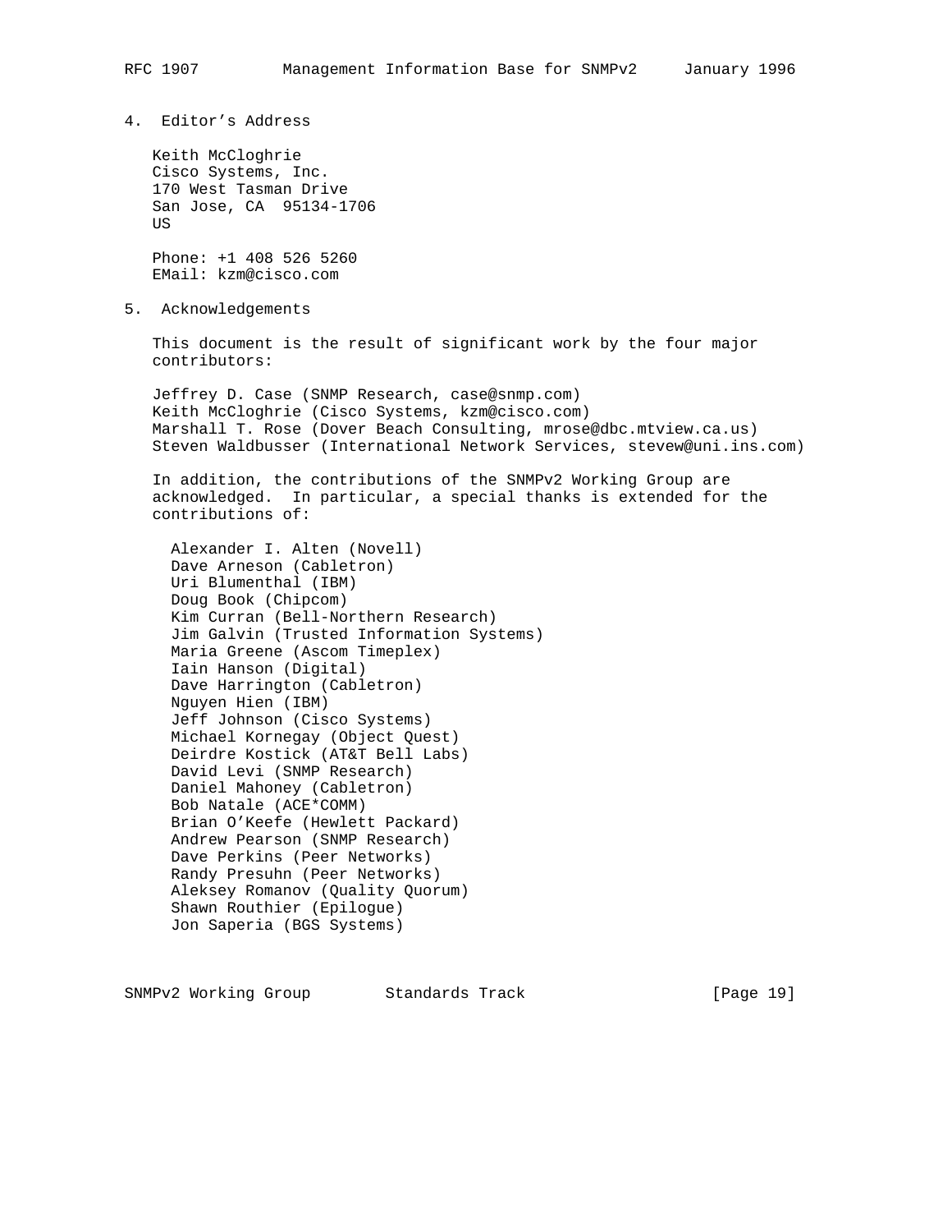## 4. Editor's Address

Keith McCloghrie
Cisco Systems, Inc.
170 West Tasman Drive
San Jose, CA  95134-1706
US

Phone: +1 408 526 5260
EMail: kzm@cisco.com

## 5. Acknowledgements

This document is the result of significant work by the four major contributors:

Jeffrey D. Case (SNMP Research, case@snmp.com)
Keith McCloghrie (Cisco Systems, kzm@cisco.com)
Marshall T. Rose (Dover Beach Consulting, mrose@dbc.mtview.ca.us)
Steven Waldbusser (International Network Services, stevew@uni.ins.com)

In addition, the contributions of the SNMPv2 Working Group are acknowledged.  In particular, a special thanks is extended for the contributions of:

Alexander I. Alten (Novell)
Dave Arneson (Cabletron)
Uri Blumenthal (IBM)
Doug Book (Chipcom)
Kim Curran (Bell-Northern Research)
Jim Galvin (Trusted Information Systems)
Maria Greene (Ascom Timeplex)
Iain Hanson (Digital)
Dave Harrington (Cabletron)
Nguyen Hien (IBM)
Jeff Johnson (Cisco Systems)
Michael Kornegay (Object Quest)
Deirdre Kostick (AT&T Bell Labs)
David Levi (SNMP Research)
Daniel Mahoney (Cabletron)
Bob Natale (ACE*COMM)
Brian O'Keefe (Hewlett Packard)
Andrew Pearson (SNMP Research)
Dave Perkins (Peer Networks)
Randy Presuhn (Peer Networks)
Aleksey Romanov (Quality Quorum)
Shawn Routhier (Epilogue)
Jon Saperia (BGS Systems)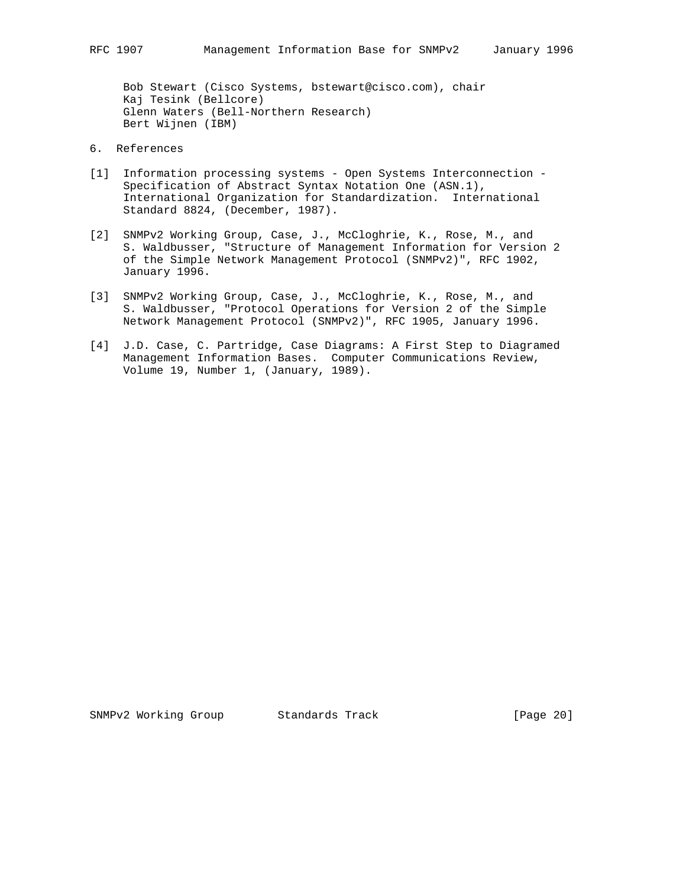Bob Stewart (Cisco Systems, bstewart@cisco.com), chair
Kaj Tesink (Bellcore)
Glenn Waters (Bell-Northern Research)
Bert Wijnen (IBM)

## 6. References

[1] Information processing systems - Open Systems Interconnection - Specification of Abstract Syntax Notation One (ASN.1), International Organization for Standardization. International Standard 8824, (December, 1987).

[2] SNMPv2 Working Group, Case, J., McCloghrie, K., Rose, M., and S. Waldbusser, "Structure of Management Information for Version 2 of the Simple Network Management Protocol (SNMPv2)", RFC 1902, January 1996.

[3] SNMPv2 Working Group, Case, J., McCloghrie, K., Rose, M., and S. Waldbusser, "Protocol Operations for Version 2 of the Simple Network Management Protocol (SNMPv2)", RFC 1905, January 1996.

[4] J.D. Case, C. Partridge, Case Diagrams: A First Step to Diagramed Management Information Bases. Computer Communications Review, Volume 19, Number 1, (January, 1989).